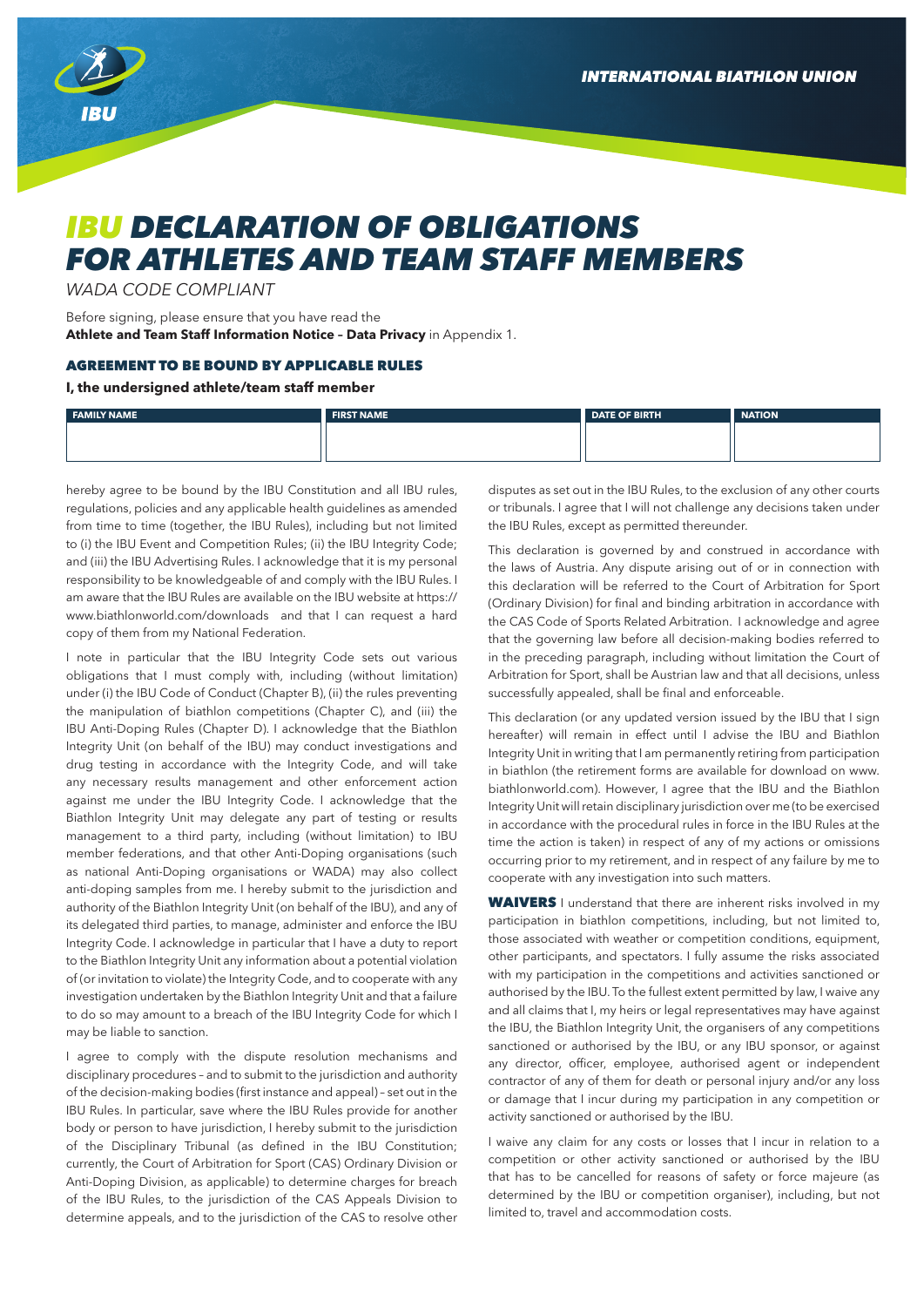# IBU DECLARATION OF OBLIGATIONS FOR ATHLETES AND TEAM STAFF MEMBERS

*WADA CODE COMPLIANT*

Before signing, please ensure that you have read the **Athlete and Team Staff Information Notice – Data Privacy** in Appendix 1.

## AGREEMENT TO BE BOUND BY APPLICABLE RULES

**I, the undersigned athlete/team staff member**

| FAMILY NAME | FIRST NAME | DATE OF BIRTH | NATION |
|---|---|---|---|
| | | | |

hereby agree to be bound by the IBU Constitution and all IBU rules, regulations, policies and any applicable health guidelines as amended from time to time (together, the IBU Rules), including but not limited to (i) the IBU Event and Competition Rules; (ii) the IBU Integrity Code; and (iii) the IBU Advertising Rules. I acknowledge that it is my personal responsibility to be knowledgeable of and comply with the IBU Rules. I am aware that the IBU Rules are available on the IBU website at https://www.biathlonworld.com/downloads and that I can request a hard copy of them from my National Federation.

I note in particular that the IBU Integrity Code sets out various obligations that I must comply with, including (without limitation) under (i) the IBU Code of Conduct (Chapter B), (ii) the rules preventing the manipulation of biathlon competitions (Chapter C), and (iii) the IBU Anti-Doping Rules (Chapter D). I acknowledge that the Biathlon Integrity Unit (on behalf of the IBU) may conduct investigations and drug testing in accordance with the Integrity Code, and will take any necessary results management and other enforcement action against me under the IBU Integrity Code. I acknowledge that the Biathlon Integrity Unit may delegate any part of testing or results management to a third party, including (without limitation) to IBU member federations, and that other Anti-Doping organisations (such as national Anti-Doping organisations or WADA) may also collect anti-doping samples from me. I hereby submit to the jurisdiction and authority of the Biathlon Integrity Unit (on behalf of the IBU), and any of its delegated third parties, to manage, administer and enforce the IBU Integrity Code. I acknowledge in particular that I have a duty to report to the Biathlon Integrity Unit any information about a potential violation of (or invitation to violate) the Integrity Code, and to cooperate with any investigation undertaken by the Biathlon Integrity Unit and that a failure to do so may amount to a breach of the IBU Integrity Code for which I may be liable to sanction.

I agree to comply with the dispute resolution mechanisms and disciplinary procedures – and to submit to the jurisdiction and authority of the decision-making bodies (first instance and appeal) – set out in the IBU Rules. In particular, save where the IBU Rules provide for another body or person to have jurisdiction, I hereby submit to the jurisdiction of the Disciplinary Tribunal (as defined in the IBU Constitution; currently, the Court of Arbitration for Sport (CAS) Ordinary Division or Anti-Doping Division, as applicable) to determine charges for breach of the IBU Rules, to the jurisdiction of the CAS Appeals Division to determine appeals, and to the jurisdiction of the CAS to resolve other disputes as set out in the IBU Rules, to the exclusion of any other courts or tribunals. I agree that I will not challenge any decisions taken under the IBU Rules, except as permitted thereunder.

This declaration is governed by and construed in accordance with the laws of Austria. Any dispute arising out of or in connection with this declaration will be referred to the Court of Arbitration for Sport (Ordinary Division) for final and binding arbitration in accordance with the CAS Code of Sports Related Arbitration. I acknowledge and agree that the governing law before all decision-making bodies referred to in the preceding paragraph, including without limitation the Court of Arbitration for Sport, shall be Austrian law and that all decisions, unless successfully appealed, shall be final and enforceable.

This declaration (or any updated version issued by the IBU that I sign hereafter) will remain in effect until I advise the IBU and Biathlon Integrity Unit in writing that I am permanently retiring from participation in biathlon (the retirement forms are available for download on www.biathlonworld.com). However, I agree that the IBU and the Biathlon Integrity Unit will retain disciplinary jurisdiction over me (to be exercised in accordance with the procedural rules in force in the IBU Rules at the time the action is taken) in respect of any of my actions or omissions occurring prior to my retirement, and in respect of any failure by me to cooperate with any investigation into such matters.

**WAIVERS** I understand that there are inherent risks involved in my participation in biathlon competitions, including, but not limited to, those associated with weather or competition conditions, equipment, other participants, and spectators. I fully assume the risks associated with my participation in the competitions and activities sanctioned or authorised by the IBU. To the fullest extent permitted by law, I waive any and all claims that I, my heirs or legal representatives may have against the IBU, the Biathlon Integrity Unit, the organisers of any competitions sanctioned or authorised by the IBU, or any IBU sponsor, or against any director, officer, employee, authorised agent or independent contractor of any of them for death or personal injury and/or any loss or damage that I incur during my participation in any competition or activity sanctioned or authorised by the IBU.

I waive any claim for any costs or losses that I incur in relation to a competition or other activity sanctioned or authorised by the IBU that has to be cancelled for reasons of safety or force majeure (as determined by the IBU or competition organiser), including, but not limited to, travel and accommodation costs.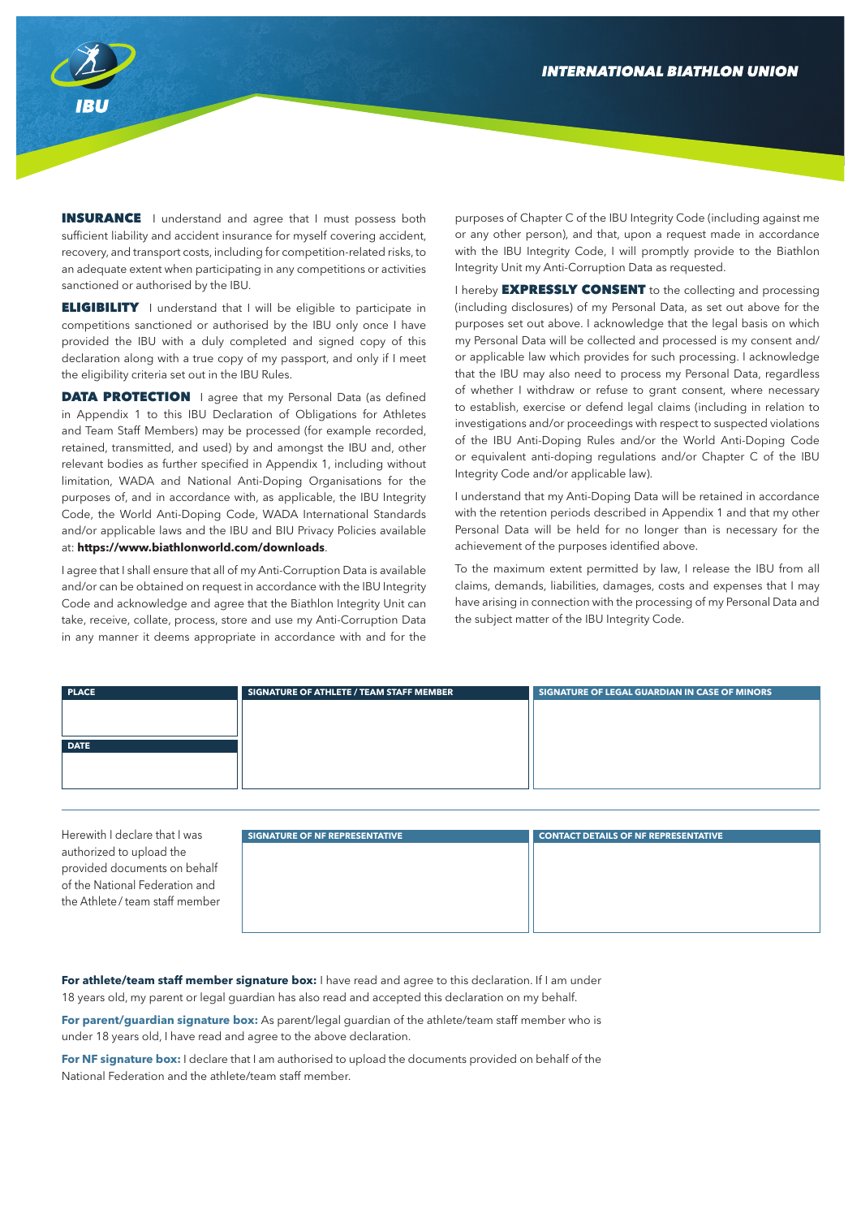**INSURANCE** I understand and agree that I must possess both sufficient liability and accident insurance for myself covering accident, recovery, and transport costs, including for competition-related risks, to an adequate extent when participating in any competitions or activities sanctioned or authorised by the IBU.

**ELIGIBILITY** I understand that I will be eligible to participate in competitions sanctioned or authorised by the IBU only once I have provided the IBU with a duly completed and signed copy of this declaration along with a true copy of my passport, and only if I meet the eligibility criteria set out in the IBU Rules.

**DATA PROTECTION** I agree that my Personal Data (as defined in Appendix 1 to this IBU Declaration of Obligations for Athletes and Team Staff Members) may be processed (for example recorded, retained, transmitted, and used) by and amongst the IBU and, other relevant bodies as further specified in Appendix 1, including without limitation, WADA and National Anti-Doping Organisations for the purposes of, and in accordance with, as applicable, the IBU Integrity Code, the World Anti-Doping Code, WADA International Standards and/or applicable laws and the IBU and BIU Privacy Policies available at: **https://www.biathlonworld.com/downloads**.

I agree that I shall ensure that all of my Anti-Corruption Data is available and/or can be obtained on request in accordance with the IBU Integrity Code and acknowledge and agree that the Biathlon Integrity Unit can take, receive, collate, process, store and use my Anti-Corruption Data in any manner it deems appropriate in accordance with and for the purposes of Chapter C of the IBU Integrity Code (including against me or any other person), and that, upon a request made in accordance with the IBU Integrity Code, I will promptly provide to the Biathlon Integrity Unit my Anti-Corruption Data as requested.

I hereby **EXPRESSLY CONSENT** to the collecting and processing (including disclosures) of my Personal Data, as set out above for the purposes set out above. I acknowledge that the legal basis on which my Personal Data will be collected and processed is my consent and/or applicable law which provides for such processing. I acknowledge that the IBU may also need to process my Personal Data, regardless of whether I withdraw or refuse to grant consent, where necessary to establish, exercise or defend legal claims (including in relation to investigations and/or proceedings with respect to suspected violations of the IBU Anti-Doping Rules and/or the World Anti-Doping Code or equivalent anti-doping regulations and/or Chapter C of the IBU Integrity Code and/or applicable law).

I understand that my Anti-Doping Data will be retained in accordance with the retention periods described in Appendix 1 and that my other Personal Data will be held for no longer than is necessary for the achievement of the purposes identified above.

To the maximum extent permitted by law, I release the IBU from all claims, demands, liabilities, damages, costs and expenses that I may have arising in connection with the processing of my Personal Data and the subject matter of the IBU Integrity Code.

| PLACE | SIGNATURE OF ATHLETE / TEAM STAFF MEMBER | SIGNATURE OF LEGAL GUARDIAN IN CASE OF MINORS |
|---|---|---|
| | | |
| DATE | | |
| | | |

Herewith I declare that I was authorized to upload the provided documents on behalf of the National Federation and the Athlete / team staff member

| SIGNATURE OF NF REPRESENTATIVE | CONTACT DETAILS OF NF REPRESENTATIVE |
|---|---|
| | |

**For athlete/team staff member signature box:** I have read and agree to this declaration. If I am under 18 years old, my parent or legal guardian has also read and accepted this declaration on my behalf.

**For parent/guardian signature box:** As parent/legal guardian of the athlete/team staff member who is under 18 years old, I have read and agree to the above declaration.

**For NF signature box:** I declare that I am authorised to upload the documents provided on behalf of the National Federation and the athlete/team staff member.